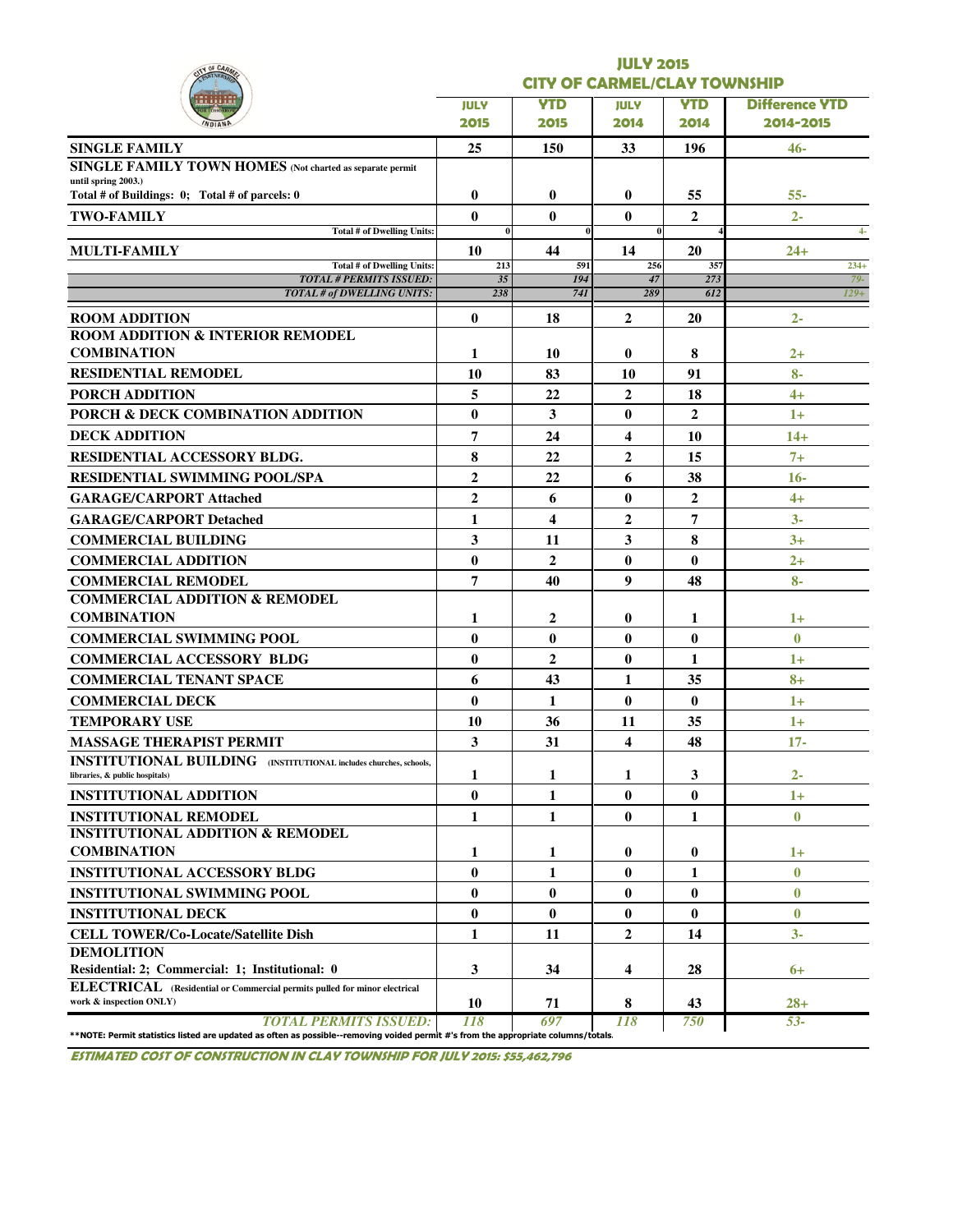# JULY 2015
## CITY OF CARMEL/CLAY TOWNSHIP

| | JULY 2015 | YTD 2015 | JULY 2014 | YTD 2014 | Difference YTD 2014-2015 |
|---|---|---|---|---|---|
| **SINGLE FAMILY** | 25 | 150 | 33 | 196 | 46- |
| **SINGLE FAMILY TOWN HOMES** (Not charted as separate permit until spring 2003.) Total # of Buildings: 0; Total # of parcels: 0 | 0 | 0 | 0 | 55 | 55- |
| **TWO-FAMILY** | 0 | 0 | 0 | 2 | 2- |
| Total # of Dwelling Units: | 0 | 0 | 0 | 4 | 4- |
| **MULTI-FAMILY** | 10 | 44 | 14 | 20 | 24+ |
| Total # of Dwelling Units: | 213 | 591 | 256 | 357 | 234+ |
| *TOTAL # PERMITS ISSUED:* | 35 | 194 | 47 | 273 | 79- |
| *TOTAL # of DWELLING UNITS:* | 238 | 741 | 289 | 612 | 129+ |
| **ROOM ADDITION** | 0 | 18 | 2 | 20 | 2- |
| **ROOM ADDITION & INTERIOR REMODEL COMBINATION** | 1 | 10 | 0 | 8 | 2+ |
| **RESIDENTIAL REMODEL** | 10 | 83 | 10 | 91 | 8- |
| **PORCH ADDITION** | 5 | 22 | 2 | 18 | 4+ |
| **PORCH & DECK COMBINATION ADDITION** | 0 | 3 | 0 | 2 | 1+ |
| **DECK ADDITION** | 7 | 24 | 4 | 10 | 14+ |
| **RESIDENTIAL ACCESSORY BLDG.** | 8 | 22 | 2 | 15 | 7+ |
| **RESIDENTIAL SWIMMING POOL/SPA** | 2 | 22 | 6 | 38 | 16- |
| **GARAGE/CARPORT Attached** | 2 | 6 | 0 | 2 | 4+ |
| **GARAGE/CARPORT Detached** | 1 | 4 | 2 | 7 | 3- |
| **COMMERCIAL BUILDING** | 3 | 11 | 3 | 8 | 3+ |
| **COMMERCIAL ADDITION** | 0 | 2 | 0 | 0 | 2+ |
| **COMMERCIAL REMODEL** | 7 | 40 | 9 | 48 | 8- |
| **COMMERCIAL ADDITION & REMODEL COMBINATION** | 1 | 2 | 0 | 1 | 1+ |
| **COMMERCIAL SWIMMING POOL** | 0 | 0 | 0 | 0 | 0 |
| **COMMERCIAL ACCESSORY BLDG** | 0 | 2 | 0 | 1 | 1+ |
| **COMMERCIAL TENANT SPACE** | 6 | 43 | 1 | 35 | 8+ |
| **COMMERCIAL DECK** | 0 | 1 | 0 | 0 | 1+ |
| **TEMPORARY USE** | 10 | 36 | 11 | 35 | 1+ |
| **MASSAGE THERAPIST PERMIT** | 3 | 31 | 4 | 48 | 17- |
| **INSTITUTIONAL BUILDING** (INSTITUTIONAL includes churches, schools, libraries, & public hospitals) | 1 | 1 | 1 | 3 | 2- |
| **INSTITUTIONAL ADDITION** | 0 | 1 | 0 | 0 | 1+ |
| **INSTITUTIONAL REMODEL** | 1 | 1 | 0 | 1 | 0 |
| **INSTITUTIONAL ADDITION & REMODEL COMBINATION** | 1 | 1 | 0 | 0 | 1+ |
| **INSTITUTIONAL ACCESSORY BLDG** | 0 | 1 | 0 | 1 | 0 |
| **INSTITUTIONAL SWIMMING POOL** | 0 | 0 | 0 | 0 | 0 |
| **INSTITUTIONAL DECK** | 0 | 0 | 0 | 0 | 0 |
| **CELL TOWER/Co-Locate/Satellite Dish** | 1 | 11 | 2 | 14 | 3- |
| **DEMOLITION** Residential: 2; Commercial: 1; Institutional: 0 | 3 | 34 | 4 | 28 | 6+ |
| **ELECTRICAL** (Residential or Commercial permits pulled for minor electrical work & inspection ONLY) | 10 | 71 | 8 | 43 | 28+ |
| *TOTAL PERMITS ISSUED:* | 118 | 697 | 118 | 750 | 53- |

**NOTE: Permit statistics listed are updated as often as possible--removing voided permit #'s from the appropriate columns/totals.

***ESTIMATED COST OF CONSTRUCTION IN CLAY TOWNSHIP FOR JULY 2015: $55,462,796***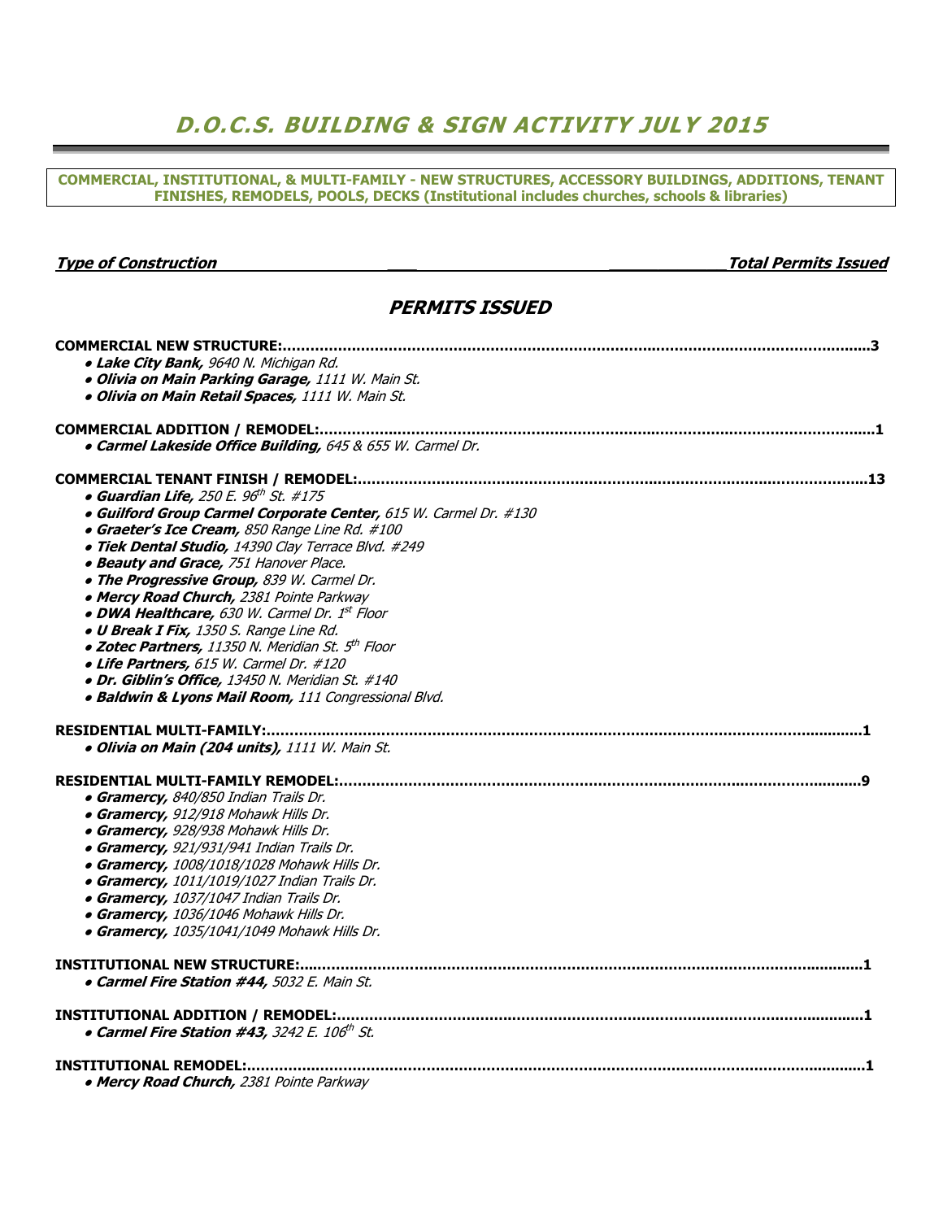# *D.O.C.S. BUILDING & SIGN ACTIVITY JULY 2015*

**COMMERCIAL, INSTITUTIONAL, & MULTI-FAMILY - NEW STRUCTURES, ACCESSORY BUILDINGS, ADDITIONS, TENANT FINISHES, REMODELS, POOLS, DECKS (Institutional includes churches, schools & libraries)**

***Type of Construction*** ***Total Permits Issued***

## *PERMITS ISSUED*

**COMMERCIAL NEW STRUCTURE:......................................................................................................................3**

- ***Lake City Bank,*** *9640 N. Michigan Rd.*
- ***Olivia on Main Parking Garage,*** *1111 W. Main St.*
- ***Olivia on Main Retail Spaces,*** *1111 W. Main St.*

**COMMERCIAL ADDITION / REMODEL:.............................................................................................................1**

- ***Carmel Lakeside Office Building,*** *645 & 655 W. Carmel Dr.*

**COMMERCIAL TENANT FINISH / REMODEL:...................................................................................................13**

- ***Guardian Life,*** *250 E. 96th St. #175*
- ***Guilford Group Carmel Corporate Center,*** *615 W. Carmel Dr. #130*
- ***Graeter's Ice Cream,*** *850 Range Line Rd. #100*
- ***Tiek Dental Studio,*** *14390 Clay Terrace Blvd. #249*
- ***Beauty and Grace,*** *751 Hanover Place.*
- ***The Progressive Group,*** *839 W. Carmel Dr.*
- ***Mercy Road Church,*** *2381 Pointe Parkway*
- ***DWA Healthcare,*** *630 W. Carmel Dr. 1st Floor*
- ***U Break I Fix,*** *1350 S. Range Line Rd.*
- ***Zotec Partners,*** *11350 N. Meridian St. 5th Floor*
- ***Life Partners,*** *615 W. Carmel Dr. #120*
- ***Dr. Giblin's Office,*** *13450 N. Meridian St. #140*
- ***Baldwin & Lyons Mail Room,*** *111 Congressional Blvd.*

**RESIDENTIAL MULTI-FAMILY:...........................................................................................................................1**

- ***Olivia on Main (204 units),*** *1111 W. Main St.*

**RESIDENTIAL MULTI-FAMILY REMODEL:..........................................................................................................9**

- ***Gramercy,*** *840/850 Indian Trails Dr.*
- ***Gramercy,*** *912/918 Mohawk Hills Dr.*
- ***Gramercy,*** *928/938 Mohawk Hills Dr.*
- ***Gramercy,*** *921/931/941 Indian Trails Dr.*
- ***Gramercy,*** *1008/1018/1028 Mohawk Hills Dr.*
- ***Gramercy,*** *1011/1019/1027 Indian Trails Dr.*
- ***Gramercy,*** *1037/1047 Indian Trails Dr.*
- ***Gramercy,*** *1036/1046 Mohawk Hills Dr.*
- ***Gramercy,*** *1035/1041/1049 Mohawk Hills Dr.*

**INSTITUTIONAL NEW STRUCTURE:.....................................................................................................................1**

- ***Carmel Fire Station #44,*** *5032 E. Main St.*

**INSTITUTIONAL ADDITION / REMODEL:............................................................................................................1**

- ***Carmel Fire Station #43,*** *3242 E. 106th St.*

**INSTITUTIONAL REMODEL:................................................................................................................................1**

- ***Mercy Road Church,*** *2381 Pointe Parkway*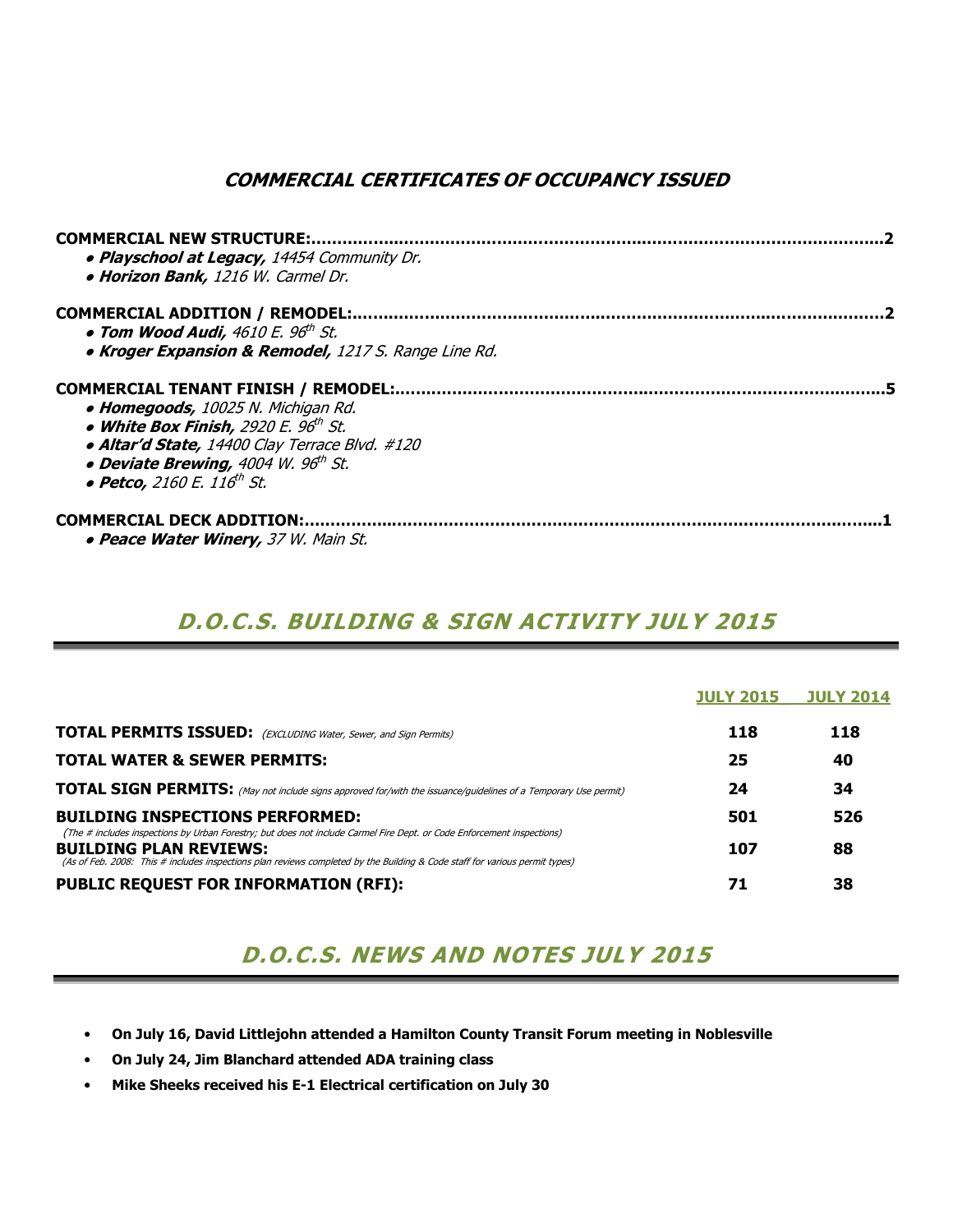## *COMMERCIAL CERTIFICATES OF OCCUPANCY ISSUED*

**COMMERCIAL NEW STRUCTURE:..........................................................................................................2**

- ***Playschool at Legacy,*** *14454 Community Dr.*
- ***Horizon Bank,*** *1216 W. Carmel Dr.*

**COMMERCIAL ADDITION / REMODEL:...................................................................................................2**

- ***Tom Wood Audi,*** *4610 E. 96th St.*
- ***Kroger Expansion & Remodel,*** *1217 S. Range Line Rd.*

**COMMERCIAL TENANT FINISH / REMODEL:..........................................................................................5**

- ***Homegoods,*** *10025 N. Michigan Rd.*
- ***White Box Finish,*** *2920 E. 96th St.*
- ***Altar'd State,*** *14400 Clay Terrace Blvd. #120*
- ***Deviate Brewing,*** *4004 W. 96th St.*
- ***Petco,*** *2160 E. 116th St.*

**COMMERCIAL DECK ADDITION:.............................................................................................................1**

- ***Peace Water Winery,*** *37 W. Main St.*

## *D.O.C.S. BUILDING & SIGN ACTIVITY JULY 2015*

| | JULY 2015 | JULY 2014 |
|---|---|---|
| **TOTAL PERMITS ISSUED:** *(EXCLUDING Water, Sewer, and Sign Permits)* | **118** | **118** |
| **TOTAL WATER & SEWER PERMITS:** | **25** | **40** |
| **TOTAL SIGN PERMITS:** *(May not include signs approved for/with the issuance/guidelines of a Temporary Use permit)* | **24** | **34** |
| **BUILDING INSPECTIONS PERFORMED:** *(The # includes inspections by Urban Forestry; but does not include Carmel Fire Dept. or Code Enforcement inspections)* | **501** | **526** |
| **BUILDING PLAN REVIEWS:** *(As of Feb. 2008: This # includes inspections plan reviews completed by the Building & Code staff for various permit types)* | **107** | **88** |
| **PUBLIC REQUEST FOR INFORMATION (RFI):** | **71** | **38** |

## *D.O.C.S. NEWS AND NOTES JULY 2015*

- **On July 16, David Littlejohn attended a Hamilton County Transit Forum meeting in Noblesville**
- **On July 24, Jim Blanchard attended ADA training class**
- **Mike Sheeks received his E-1 Electrical certification on July 30**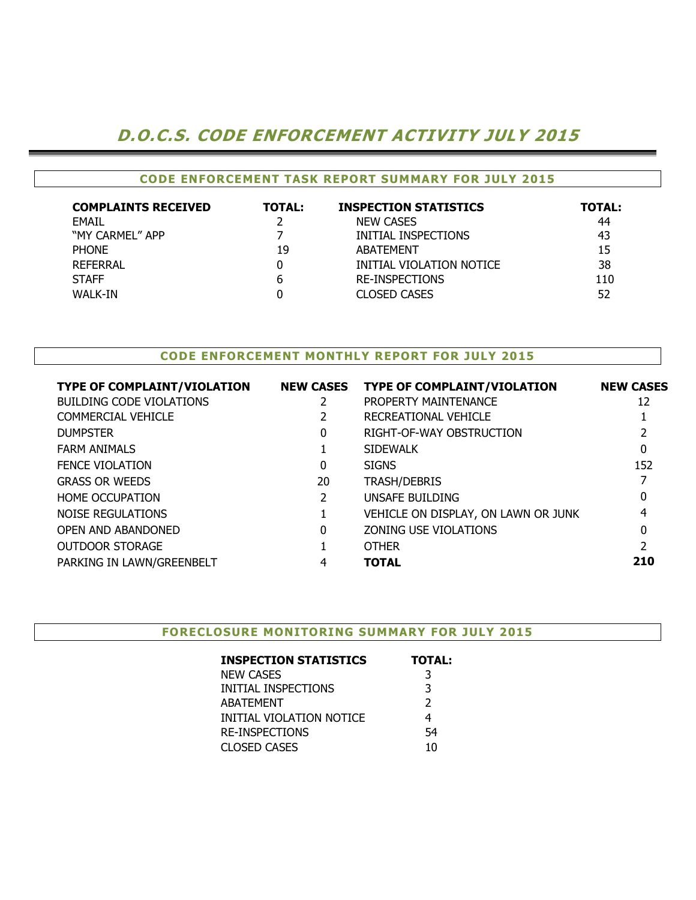# *D.O.C.S. CODE ENFORCEMENT ACTIVITY JULY 2015*

## CODE ENFORCEMENT TASK REPORT SUMMARY FOR JULY 2015

| COMPLAINTS RECEIVED | TOTAL: | INSPECTION STATISTICS | TOTAL: |
|---|---|---|---|
| EMAIL | 2 | NEW CASES | 44 |
| "MY CARMEL" APP | 7 | INITIAL INSPECTIONS | 43 |
| PHONE | 19 | ABATEMENT | 15 |
| REFERRAL | 0 | INITIAL VIOLATION NOTICE | 38 |
| STAFF | 6 | RE-INSPECTIONS | 110 |
| WALK-IN | 0 | CLOSED CASES | 52 |

## CODE ENFORCEMENT MONTHLY REPORT FOR JULY 2015

| TYPE OF COMPLAINT/VIOLATION | NEW CASES | TYPE OF COMPLAINT/VIOLATION | NEW CASES |
|---|---|---|---|
| BUILDING CODE VIOLATIONS | 2 | PROPERTY MAINTENANCE | 12 |
| COMMERCIAL VEHICLE | 2 | RECREATIONAL VEHICLE | 1 |
| DUMPSTER | 0 | RIGHT-OF-WAY OBSTRUCTION | 2 |
| FARM ANIMALS | 1 | SIDEWALK | 0 |
| FENCE VIOLATION | 0 | SIGNS | 152 |
| GRASS OR WEEDS | 20 | TRASH/DEBRIS | 7 |
| HOME OCCUPATION | 2 | UNSAFE BUILDING | 0 |
| NOISE REGULATIONS | 1 | VEHICLE ON DISPLAY, ON LAWN OR JUNK | 4 |
| OPEN AND ABANDONED | 0 | ZONING USE VIOLATIONS | 0 |
| OUTDOOR STORAGE | 1 | OTHER | 2 |
| PARKING IN LAWN/GREENBELT | 4 | **TOTAL** | **210** |

## FORECLOSURE MONITORING SUMMARY FOR JULY 2015

| INSPECTION STATISTICS | TOTAL: |
|---|---|
| NEW CASES | 3 |
| INITIAL INSPECTIONS | 3 |
| ABATEMENT | 2 |
| INITIAL VIOLATION NOTICE | 4 |
| RE-INSPECTIONS | 54 |
| CLOSED CASES | 10 |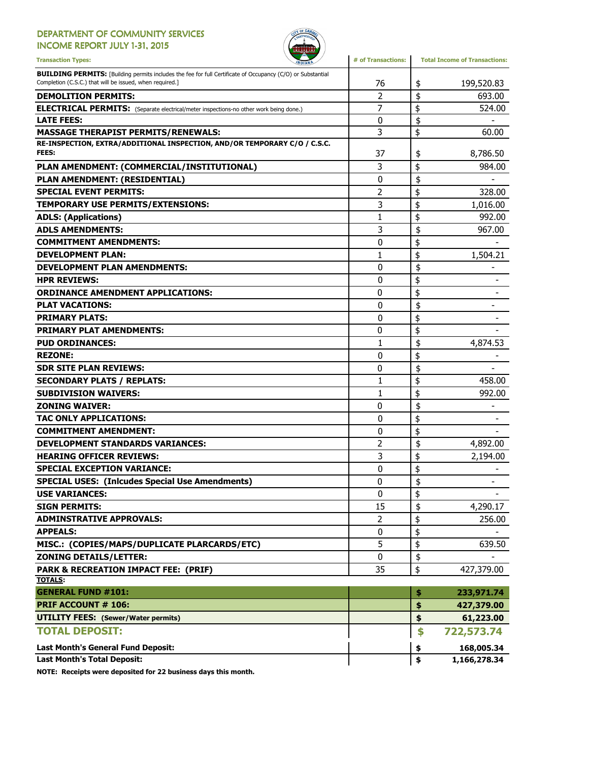# DEPARTMENT OF COMMUNITY SERVICES

## INCOME REPORT JULY 1-31, 2015

| Transaction Types: | # of Transactions: | Total Income of Transactions: |
|---|---|---|
| **BUILDING PERMITS:** [Building permits includes the fee for full Certificate of Occupancy (C/O) or Substantial Completion (C.S.C.) that will be issued, when required.] | 76 | $ 199,520.83 |
| **DEMOLITION PERMITS:** | 2 | $ 693.00 |
| **ELECTRICAL PERMITS:** (Separate electrical/meter inspections-no other work being done.) | 7 | $ 524.00 |
| **LATE FEES:** | 0 | $ - |
| **MASSAGE THERAPIST PERMITS/RENEWALS:** | 3 | $ 60.00 |
| **RE-INSPECTION, EXTRA/ADDITIONAL INSPECTION, AND/OR TEMPORARY C/O / C.S.C. FEES:** | 37 | $ 8,786.50 |
| **PLAN AMENDMENT: (COMMERCIAL/INSTITUTIONAL)** | 3 | $ 984.00 |
| **PLAN AMENDMENT: (RESIDENTIAL)** | 0 | $ - |
| **SPECIAL EVENT PERMITS:** | 2 | $ 328.00 |
| **TEMPORARY USE PERMITS/EXTENSIONS:** | 3 | $ 1,016.00 |
| **ADLS: (Applications)** | 1 | $ 992.00 |
| **ADLS AMENDMENTS:** | 3 | $ 967.00 |
| **COMMITMENT AMENDMENTS:** | 0 | $ - |
| **DEVELOPMENT PLAN:** | 1 | $ 1,504.21 |
| **DEVELOPMENT PLAN AMENDMENTS:** | 0 | $ - |
| **HPR REVIEWS:** | 0 | $ - |
| **ORDINANCE AMENDMENT APPLICATIONS:** | 0 | $ - |
| **PLAT VACATIONS:** | 0 | $ - |
| **PRIMARY PLATS:** | 0 | $ - |
| **PRIMARY PLAT AMENDMENTS:** | 0 | $ - |
| **PUD ORDINANCES:** | 1 | $ 4,874.53 |
| **REZONE:** | 0 | $ - |
| **SDR SITE PLAN REVIEWS:** | 0 | $ - |
| **SECONDARY PLATS / REPLATS:** | 1 | $ 458.00 |
| **SUBDIVISION WAIVERS:** | 1 | $ 992.00 |
| **ZONING WAIVER:** | 0 | $ - |
| **TAC ONLY APPLICATIONS:** | 0 | $ - |
| **COMMITMENT AMENDMENT:** | 0 | $ - |
| **DEVELOPMENT STANDARDS VARIANCES:** | 2 | $ 4,892.00 |
| **HEARING OFFICER REVIEWS:** | 3 | $ 2,194.00 |
| **SPECIAL EXCEPTION VARIANCE:** | 0 | $ - |
| **SPECIAL USES: (Inlcudes Special Use Amendments)** | 0 | $ - |
| **USE VARIANCES:** | 0 | $ - |
| **SIGN PERMITS:** | 15 | $ 4,290.17 |
| **ADMINSTRATIVE APPROVALS:** | 2 | $ 256.00 |
| **APPEALS:** | 0 | $ - |
| **MISC.: (COPIES/MAPS/DUPLICATE PLARCARDS/ETC)** | 5 | $ 639.50 |
| **ZONING DETAILS/LETTER:** | 0 | $ - |
| **PARK & RECREATION IMPACT FEE: (PRIF)** | 35 | $ 427,379.00 |
| **TOTALS:** | | |
| **GENERAL FUND #101:** | | **$ 233,971.74** |
| **PRIF ACCOUNT # 106:** | | **$ 427,379.00** |
| **UTILITY FEES: (Sewer/Water permits)** | | **$ 61,223.00** |
| **TOTAL DEPOSIT:** | | **$ 722,573.74** |
| **Last Month's General Fund Deposit:** | | **$ 168,005.34** |
| **Last Month's Total Deposit:** | | **$ 1,166,278.34** |

**NOTE: Receipts were deposited for 22 business days this month.**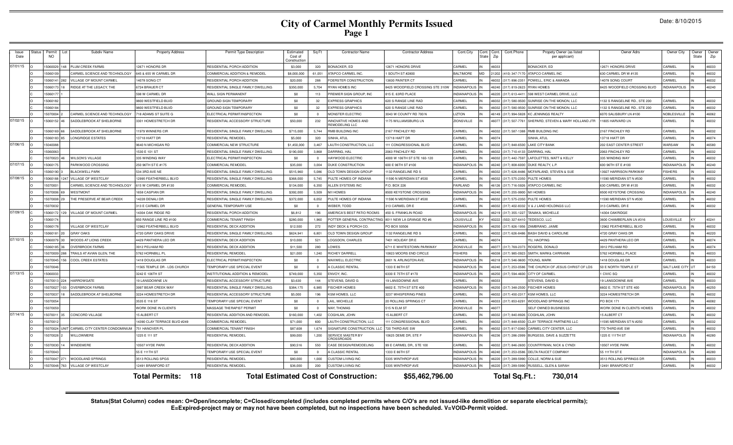# City of Carmel Monthly Permits Issued

Date: 8/10/2015

| Issue Date | Status | Permit NO | Lot | Subdiv Name | Property Address | Permit Type Description | Estimated Cost of Construction | Sq Ft | Contractor Name | Contractor Address | Cont.City | Cont. State | Cont. Zip | Cont.Phone | Propety Owner (as listed per applicant) | Owner Adrs | Owner City | Owner State | Owner Zip |
|---|---|---|---|---|---|---|---|---|---|---|---|---|---|---|---|---|---|---|---|
| 07/01/15 | O | 15060029 | 148 | PLUM CREEK FARMS | 12671 HONORS DR | RESIDENTIAL PORCH ADDITION | $3,000 | 320 | BONACKER, ED | 12671 HONORS DRIVE | CARMEL | IN | 46033 | | BONACKER, ED | 12671 HONORS DRIVE | CARMEL | IN | 46033 |
| | O | 15060109 | | CARMEL SCIENCE AND TECHNOLOGY | 645 & 655 W CARMEL DR | COMMERCIAL ADDITION & REMODEL | $8,000,000 | 61,051 | ATAPCO CARMEL INC. | 1 SOUTH ST #2800 | BALTIMORE | MD | 21202 | (410) 347-7170 | ATAPCO CARMEL INC | 630 CARMEL DR W #135 | CARMEL | IN | 46032 |
| | O | 15060141 | 282 | VILLAGE OF MOUNT CARMEL | 14078 SONG CT | RESIDENTIAL PORCH ADDITION | $20,000 | 288 | FOERSTER CONSTRUCTION | 13830 PAINTER CT | CARMEL | IN | 46032 | (317) 896-2351 | POWELL, ERIC & AMANDA | 14078 SONG COURT | CARMEL | IN | 46032 |
| | O | 15060173 | 18 | RIDGE AT THE LEGACY, THE | 6724 BRAUER CT | RESIDENTIAL SINGLE FAMILY DWELLING | $350,000 | 5,704 | RYAN HOMES INC | 8425 WOODFIELD CROSSING STE 310W | INDIANAPOLIS | IN | 46240 | (317) 819-2623 | RYAN HOMES | 8425 WOODFIELD CROSSING BLVD | INDIANAPOLIS | IN | 46240 |
| | C | 15060177 | 1 | | 598 W CARMEL DR | WALL SIGN PERMANENT | $0 | 113 | PREMIER SIGN GROUP, INC | 815 E. 63RD PLACE | INDIANAPOLIS | IN | 46220 | (317) 613-4411 | 598 WEST CARMEL DRIVE, LLC | | | | |
| | O | 15060182 | | | 9800 WESTFIELD BLVD | GROUND SIGN TEMPORARY | $0 | 32 | EXPRESS GRAPHICS | 620 S RANGE LINE RAD | CARMEL | IN | 46032 | (317) 580-9500 | SUNRISE ON THE MONON, LLC | 1132 S RANGELINE RD., STE 200 | CARMEL | IN | 46032 |
| | O | 15060184 | | | 9800 WESTFIELD BLVD | GROUND SIGN TEMPORARY | $0 | 32 | EXPRESS GRAPHICS | 620 S RANGE LINE RAD | CARMEL | IN | 46032 | (317) 580-9500 | SUNRISE ON THE MONON, LLC | 1132 S RANGELINE RD., STE 200 | CARMEL | IN | 46032 |
| | O | 15070004 | 2 | CARMEL SCIENCE AND TECHNOLOGY | 718 ADAMS ST SUITE G | ELECTRICAL PERMIT/INSPECTION | $0 | 0 | MONSTER ELECTRIC | 3043 W COUNTY RD 700 N | LIZTON | IN | 46149 | (317) 994-5828 | KC JENNINGS REALTY | 6070 SALISBURY LN #100 | NOBLESVILLE | IN | 46062 |
| 07/02/15 | O | 15060152 | 46 | SADDLEBROOK AT SHELBORNE | 3301 HOMESTRETCH DR | RESIDENTIAL ACCESSORY STRUCTURE | $50,000 | 232 | INNOVATIVE HOMES AND REMODELING LLC | 1175 WILLIAMSBURG LN | ZIONSVILLE | IN | 46077 | (317) 507-7761 | SHEPARD, STEVEN & MARY HOLLAND JTR | 11805 HARVARD LN | CARMEL | IN | 46032 |
| | O | 15060169 | 66 | SADDLEBROOK AT SHELBORNE | 11979 WINNERS CIR | RESIDENTIAL SINGLE FAMILY DWELLING | $715,000 | 5,744 | RMB BUILDING INC | 2167 FINCHLEY RD | CARMEL | IN | 46032 | (317) 587-1388 | RMB BUILDING INC | 2167 FINCHLEY RD | CARMEL | IN | 46032 |
| | O | 15060183 | 85 | LONGRIDGE ESTATES | 13718 HIATT DR | RESIDENTIAL REMODEL | $5,000 | 320 | SINHA, ATUL | 13718 HIATT DR | CARMEL | IN | 46074 | | SINHA, ATUL | 13718 HIATT DR | CARMEL | IN | 46074 |
| 07/06/15 | O | 15040088 | | | 9640 N MICHIGAN RD | COMMERCIAL NEW STRUCTURE | $1,450,000 | 3,467 | LAUTH CONSTRUCTION, LLC | 111 CONGRESSIONAL BLVD | CARMEL | IN | 46032 | (317) 848-6500 | LAKE CITY BANK | 202 EAST CENTER STREET | WARSAW | IN | 46580 |
| | O | 15060063 | | | 1530 E 101 ST | RESIDENTIAL SINGLE FAMILY DWELLING | $190,000 | 3,868 | DARRING, HAL | 2063 FINCHLEY RD | CARMEL | IN | 46032 | (317) 710-4133 | DARRING, HAL | 2063 FINCHLEY RD | CARMEL | IN | 46032 |
| | C | 15070023 | 46 | WILSON'S VILLAGE | 335 WINDING WAY | ELECTRICAL PERMIT/INSPECTION | $0 | 0 | HAYWOOD ELECTRIC | 4000 W 106TH ST STE 160-120 | CARMEL | IN | 46032 | (317) 442-7597 | LAFOLETTES, MATT & KELLY | 335 WINDING WAY | CARMEL | IN | 46032 |
| 07/07/15 | O | 15060175 | | PARKWOOD CROSSING | 250 96TH ST E #175 | COMMERCIAL REMODEL | $35,000 | 3,004 | DUKE CONSTRUCTION | 600 E 96TH ST #100 | INDIANAPOLIS | IN | 46240 | (317) 808-6000 | DUKE REALTY, L.P. | 600 96TH ST E #100 | INDIANAPOLIS | IN | 46240 |
| | O | 15060190 | 3 | BLACKWELL PARK | 534 3RD AVE NE | RESIDENTIAL SINGLE FAMILY DWELLING | $515,960 | 5,086 | OLD TOWN DESIGN GROUP | 1132 RANGELINE RD S | CARMEL | IN | 46032 | (317) 626-8486 | MCFARLAND, STEVEN & SUE | 13927 HARRISON PARKWAY | FISHERS | IN | 46032 |
| 07/08/15 | O | 15060188 | 1247 | VILLAGE OF WESTCLAY | 12995 FEATHERBELL BLVD | RESIDENTIAL SINGLE FAMILY DWELLING | $368,000 | 5,745 | PULTE HOMES OF INDIANA | 11590 N MERIDIAN ST #530 | CARMEL | IN | 46032 | (317) 575-2350 | PULTE HOMES | 11590 MERIDIAN ST N #530 | CARMEL | IN | 46032 |
| | O | 15070001 | | CARMEL SCIENCE AND TECHNOLOGY | 615 W CARMEL DR #130 | COMMERCIAL REMODEL | $134,000 | 6,350 | ALLEN SYSTEMS INC | P.O. BOX 226 | FAIRLAND | IN | 46126 | (317) 716-5926 | ATAPCO CARMEL INC | 630 CARMEL DR W #135 | CARMEL | IN | 46032 |
| | O | 15070006 | 69 | WESTMONT | 1658 CASPIAN DR | RESIDENTIAL SINGLE FAMILY DWELLING | $392,000 | 5,509 | M/I HOMES | 8500 KEYSTONE CROSSING | INDIANAPOLIS | IN | 46240 | (317) 255-9900 | M/I HOMES | 8500 KEYSTONE CROSSING | INDIANAPOLIS | IN | 46240 |
| | O | 15070008 | 29 | THE PRESERVE AT BEAR CREEK | 14228 DENALI DR | RESIDENTIAL SINGLE FAMILY DWELLING | $372,000 | 6,052 | PULTE HOMES OF INDIANA | 11590 N MERIDIAN ST #530 | CARMEL | IN | 46032 | (317) 575-2350 | PULTE HOMES | 11590 MERIDIAN ST N #530 | CARMEL | IN | 46032 |
| | O | 15070032 | | | 313 E CARMEL DR | GENERAL TEMPORARY USE | $0 | 0 | WEBER, TODD | 313 CARMEL DR E | CARMEL | IN | 46032 | (317) 402-8332 | V & J LAND HOLDINGS LLC | 313 CARMEL DR E | CARMEL | IN | 46032 |
| 07/09/15 | O | 15060172 | 129 | VILLAGE OF MOUNT CARMEL | 14304 OAK RIDGE RD | RESIDENTIAL PORCH ADDITION | $6,812 | 196 | AMERICA'S BEST PATIO ROOMS | 450 S. FRANKLIN ROAD | INDIANAPOLIS | IN | 46219 | (317) 355-1227 | TANAKA, MICHELLE | 14304 OAKRIDGE | | | |
| | O | 15060174 | | | 850 RANGE LINE RD #100 | COMMERCIAL TENANT FINISH | $280,000 | 1,960 | POTTER GENERAL CONTRACTING | 8011 NEW LA GRANGE RD #6 | LOUISVILLE | KY | 40222 | (502) 327-6410 | TEDESCO, LLC | 3600 CHAMBERLAIN LN #316 | LOUISVILLE | KY | 40241 |
| | O | 15060178 | | VILLAGE OF WESTCLAY | 12962 FEATHERBELL BLVD | RESIDENTIAL DECK ADDITION | $12,500 | 272 | INDY DECK & PORCH CO. | PO BOX 50506 | INDIANAPOLIS | IN | 46250 | (317) 826-1956 | ZAMBRANO, JAIME | 12962 FEATHERBELL BLVD | CARMEL | IN | 46032 |
| | O | 15060181 | 20 | GRAY OAKS | 4720 GRAY OAKS DRIVE | RESIDENTIAL SINGLE FAMILY DWELLING | $624,941 | 6,801 | OLD TOWN DESIGN GROUP | 1132 RANGELINE RD S | CARMEL | IN | 46032 | (317) 626-8486 | BASH DAVID & CAROLINE | 4720 GRAY OAKS DR | CARMEL | IN | 46220 |
| 07/10/15 | O | 15060079 | 30 | WOODS AT LIONS CREEK | 4429 PANTHERA LEO DR | RESIDENTIAL DECK ADDITION | $10,000 | 521 | LOGSDON, CHARLES | 7401 HOLIDAY DR E | CARMEL | IN | 46074 | | YU, HAOPING | 4429 PANTHERA LEO DR | CARMEL | IN | 46074 |
| | O | 15060185 | 36 | OVERBROOK FARMS | 3912 PELHAM RD | RESIDENTIAL DECK ADDITION | $11,500 | 280 | LOWES | 6711 E WHITESTOWN PARKWAY | ZIONSVILLE | IN | 46077 | (317) 769-2373 | ROGERS, DONALD | 3912 PELHAM RD | CARMEL | IN | 46074 |
| | O | 15070009 | 288 | TRAILS AT AVIAN GLEN, THE | 5762 HORNBILL PL | RESIDENTIAL REMODEL | $21,000 | 1,240 | RICHEY DARRELL | 10823 MOORS END CIRCLE | FISHERS | IN | 46038 | (317) 985-0923 | SMITH, MARK& CARRIANN | 5762 HORNBILL PLACE | CARMEL | IN | 46033 |
| | C | 15070045 | 156 | COOL CREEK ESTATES | 1418 DOUGLAS DR | ELECTRICAL PERMIT/INSPECTION | $0 | 0 | MAXWELL ELECTRIC | 2601 N. ARLINGTON AVE. | INDIANAPOLIS | IN | 46218 | (317) 546-9600 | YOUNG, MARK | 1418 DOUGLAS DR | CARMEL | IN | 46033 |
| | C | 15070046 | | | 11565 TEMPLE DR - LDS CHURCH | TEMPORARY USE SPECIAL EVENT | $0 | 0 | A CLASSIC RENTAL | 1333 E 86TH ST | INDIANAPOLIS | IN | 46240 | (317) 253-0586 | THE CHURCH OF JESUS CHRIST OF LDS | 50 E NORTH TEMPLE ST | SALT LAKE CITY | UT | 84150 |
| 07/13/15 | O | 15060033 | | | 3242 E 106TH ST | INSTITUTIONAL ADDITION & REMODEL | $749,000 | 5,350 | ENVOY, INC. | 6330 E 75TH ST #170 | INDIANAPOLIS | IN | 46250 | (317) 594-4600 | CITY OF CARMEL | 1 CIVIC SQ | CARMEL | IN | 46032 |
| | O | 15070013 | 224 | HARROWGATE | 19 LANSDOWNE LN | RESIDENTIAL ACCESSORY STRUCTURE | $3,630 | 144 | STEVENS, DAVID G | 19 LANSDOWNE AVE | CARMEL | IN | 46033 | | STEVENS, DAVID G | 19 LANSDOWNE AVE | CARMEL | IN | 46033 |
| | O | 15070027 | 103 | OVERBROOK FARMS | 3997 BEAR CREEK WAY | RESIDENTIAL SINGLE FAMILY DWELLING | $384,175 | 6,985 | FISCHER HOMES | 6602 E. 75TH ST STE 400 | INDIANAPOLIS | IN | 46250 | (317) 348-2500 | FISCHER HOMES | 6602 E. 75TH ST STE 400 | INDIANAPOLIS | IN | 46250 |
| | O | 15070037 | 18 | SADDLEBROOK AT SHELBORNE | 3224 HOMESTRETCH DR | RESIDENTIAL ACCESSORY STRUCTURE | $5,000 | 196 | KSM HOMES, LLC | 3237 WHISPERING PINES | CARMEL | IN | 46032 | (317) 450-2317 | KSM HOMES, LLC | 3224 HOMESTRETCH DR | CARMEL | IN | 46032 |
| | O | 15070054 | | | 3535 E 116 ST | TEMPORARY USE SPECIAL EVENT | $0 | 0 | LAIL, MICHELLE | 20 ROLLING SPRINGS CT | CARMEL | IN | 46033 | (317) 853-6291 | WOODLAND SPRINGS INC | PO BOX 171 | CARMEL | IN | 46082 |
| | O | 15070059 | | | WORK DONE IN CLIENTS | MASSAGE THERAPIST PERMIT | $0 | 0 | MAY, THOMAS | 515 N ELM ST | ZIONSVILLE | IN | 46077 | | SELF OWNED BUSINESSS | WORK DONE IN CLIENTS HOMES | CARMEL | IN | 46032 |
| 07/14/15 | O | 15070011 | 35 | CONCORD VILLAGE | 15 ALBERT CT | RESIDENTIAL ADDITION AND REMODEL | $160,000 | 1,402 | COGHLAN, JOHN | 15 ALBERT CT | CARMEL | IN | 46032 | (317) 840-8926 | COGHLAN, JOHN | 15 ALBERT CT | CARMEL | IN | 46032 |
| | O | 15070012 | | | 14390 CLAY TERRACE BLVD #249 | COMMERCIAL REMODEL | $71,000 | 600 | LAUTH CONSTRUCTION, LLC | 111 CONGRESSIONAL BLVD | CARMEL | IN | 46032 | (317) 848-6500 | CLAY TERRACE PARTNERS LLC | 11595 MERIDIAN ST N #250 | CARMEL | IN | 46032 |
| | O | 15070024 | UNIT | CARMEL CITY CENTER CONDOMINIUM | 751 HANOVER PL | COMMERCIAL TENANT FINISH | $87,608 | 1,674 | SIGNATURE CONSTRUCTION, LLC | 720 THIRD AVE SW | CARMEL | IN | 46032 | (317) 817-0360 | CARMEL CITY CENTER, LLC | 770 THIRD AVE SW | CARMEL | IN | 46032 |
| | O | 15070028 | 2 | WILLOWMERE | 1225 E 111 ST | RESIDENTIAL REMODEL | $99,000 | 1,200 | SERVICE MASTER BY CROSSROADS | 10625 DEME DR, STE F | INDIANAPOLIS | IN | 46236 | (317) 286-2999 | BURGESS, DAVE & SUZZETTE | 1225 E 111TH ST | INDIANAPOLIS | IN | 46280 |
| | O | 15070030 | 14 | WINDEMERE | 10507 HYDE PARK | RESIDENTIAL DECK ADDITION | $90,516 | 550 | CASE DESIGN/REMODELING | 99 E CARMEL DR., STE 100 | CARMEL | IN | 46032 | (317) 846-2600 | COUNTRYMAN, NICK & CYNDI | 10507 HYDE PARK | CARMEL | IN | 46032 |
| | C | 15070043 | | | 55 E 111TH ST | TEMPORARY USE SPECIAL EVENT | $0 | 0 | A CLASSIC RENTAL | 1333 E 86TH ST | INDIANAPOLIS | IN | 46240 | (317) 253-0586 | DELTA FAUCET COMPANY | 55 111TH ST E | INDIANAPOLIS | IN | 46280 |
| | O | 15070047 | 271 | WOODLAND SPRINGS | 3513 ROLLING SPGS | RESIDENTIAL REMODEL | $80,000 | 1,000 | CUSTOM LIVING INC | 5335 WINTHROP AVE | INDIANAPOLIS | IN | 46220 | (317) 289-5990 | COLLE, NORM & SUE | 3513 ROLLING SPRINGS DR | CARMEL | IN | 46033 |
| | O | 15070048 | 763 | VILLAGE OF WESTCLAY | 12491 BRANFORD ST | RESIDENTIAL REMODEL | $36,000 | 200 | CUSTOM LIVING INC | 5335 WINTHROP AVE | INDIANAPOLIS | IN | 46220 | (317) 289-5990 | RUSSELL, GLEN & SARAH | 12491 BRANFORD ST | CARMEL | IN | 46032 |

**Total Permits: 118** **Total Estimated Cost of Construction: $55,462,796.00** **Total Sq.Ft.: 730,014**

**Status(Stat Column) codes mean: O=Open/incomplete; C=Closed/completed (includes completed permits where C/O's are not issued-like demolition or separate electrical permits); E=Expired-project may or may not have been completed, but no inspections have been scheduled. V=VOID-Permit voided.**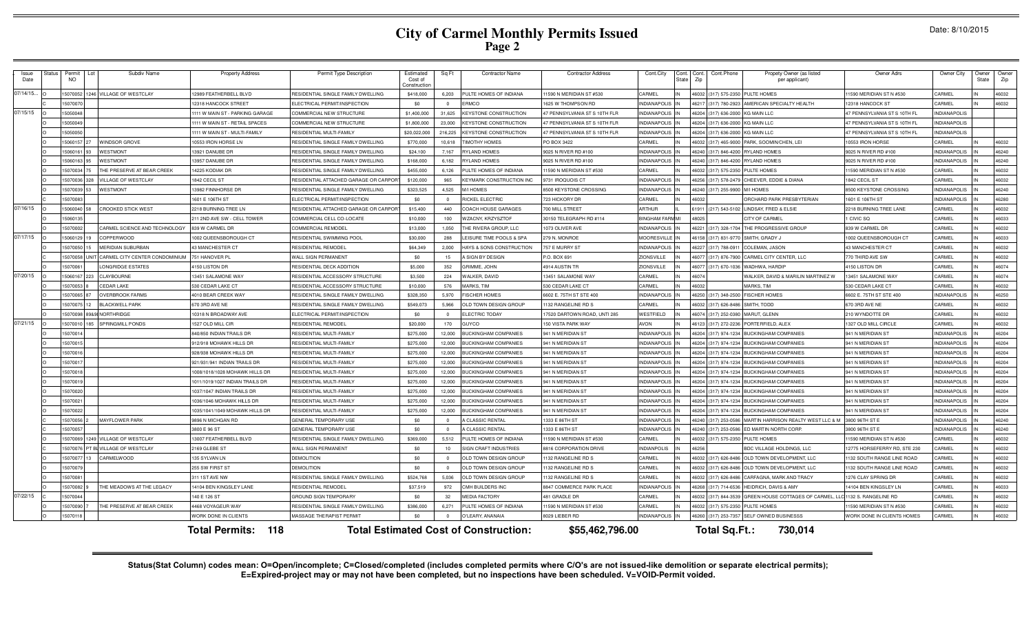# City of Carmel Monthly Permits Issued

## Page 2

Date: 8/10/2015

| Issue Date | Status | Permit NO | Lot | Subdiv Name | Property Address | Permit Type Description | Estimated Cost of Construction | Sq Ft | Contractor Name | Contractor Address | Cont.City | Cont. State | Cont. Zip | Cont.Phone | Propety Owner (as listed per applicant) | Owner Adrs | Owner City | Owner State | Owner Zip |
|---|---|---|---|---|---|---|---|---|---|---|---|---|---|---|---|---|---|---|---|
| 07/14/15... | O | 15070052 | 1246 | VILLAGE OF WESTCLAY | 12989 FEATHERBELL BLVD | RESIDENTIAL SINGLE FAMILY DWELLING | $418,000 | 6,203 | PULTE HOMES OF INDIANA | 11590 N MERIDIAN ST #530 | CARMEL | IN | 46032 | (317) 575-2350 | PULTE HOMES | 11590 MERIDIAN ST N #530 | CARMEL | IN | 46032 |
| | C | 15070070 | | | 12318 HANCOCK STREET | ELECTRICAL PERMIT/INSPECTION | $0 | 0 | ERMCO | 1625 W THOMPSON RD | INDIANAPOLIS | IN | 46217 | (317) 780-2923 | AMERICAN SPECIALTY HEALTH | 12318 HANCOCK ST | CARMEL | IN | 46032 |
| 07/15/15 | O | 15050048 | | | 1111 W MAIN ST - PARKING GARAGE | COMMERCIAL NEW STRUCTURE | $1,400,000 | 31,625 | KEYSTONE CONSTRUCTION | 47 PENNSYLVANIA ST S 10TH FLR | INDIANAPOLIS | IN | 46204 | (317) 636-2000 | KG MAIN LLC | 47 PENNSYLVANIA ST S 10TH FL | INDIANAPOLIS | | |
| | O | 15050049 | | | 1111 W MAIN ST - RETAIL SPACES | COMMERCIAL NEW STRUCTURE | $1,800,000 | 23,000 | KEYSTONE CONSTRUCTION | 47 PENNSYLVANIA ST S 10TH FLR | INDIANAPOLIS | IN | 46204 | (317) 636-2000 | KG MAIN LLC | 47 PENNSYLVANIA ST S 10TH FL | INDIANAPOLIS | | |
| | O | 15050050 | | | 1111 W MAIN ST - MULTI-FAMILY | RESIDENTIAL MULTI-FAMILY | $20,022,000 | 216,225 | KEYSTONE CONSTRUCTION | 47 PENNSYLVANIA ST S 10TH FLR | INDIANAPOLIS | IN | 46204 | (317) 636-2000 | KG MAIN LLC | 47 PENNSYLVANIA ST S 10TH FL | INDIANAPOLIS | | |
| | O | 15060157 | 27 | WINDSOR GROVE | 10553 IRON HORSE LN | RESIDENTIAL SINGLE FAMILY DWELLING | $770,000 | 10,618 | TIMOTHY HOMES | PO BOX 3422 | CARMEL | IN | 46032 | (317) 465-9000 | PARK, SOOMIN/CHEN, LEI | 10553 IRON HORSE | CARMEL | IN | 46032 |
| | O | 15060161 | 93 | WESTMONT | 13921 DANUBE DR | RESIDENTIAL SINGLE FAMILY DWELLING | $24,100 | 7,167 | RYLAND HOMES | 9025 N RIVER RD #100 | INDIANAPOLIS | IN | 46240 | (317) 846-4200 | RYLAND HOMES | 9025 N RIVER RD #100 | INDIANAPOLIS | IN | 46240 |
| | O | 15060163 | 95 | WESTMONT | 13957 DANUBE DR | RESIDENTIAL SINGLE FAMILY DWELLING | $168,000 | 6,182 | RYLAND HOMES | 9025 N RIVER RD #100 | INDIANAPOLIS | IN | 46240 | (317) 846-4200 | RYLAND HOMES | 9025 N RIVER RD #100 | INDIANAPOLIS | IN | 46240 |
| | O | 15070034 | 75 | THE PRESERVE AT BEAR CREEK | 14225 KODIAK DR | RESIDENTIAL SINGLE FAMILY DWELLING | $455,000 | 6,126 | PULTE HOMES OF INDIANA | 11590 N MERIDIAN ST #530 | CARMEL | IN | 46032 | (317) 575-2350 | PULTE HOMES | 11590 MERIDIAN ST N #530 | CARMEL | IN | 46032 |
| | O | 15070036 | 328 | VILLAGE OF WESTCLAY | 1842 CECIL ST | RESIDENTIAL ATTACHED GARAGE OR CARPORT | $120,000 | 965 | KEYMARK CONSTRUCTION INC | 9731 IROQUOIS CT | INDIANAPOLIS | IN | 46256 | (317) 578-2479 | CHEEVER, EDDIE & DIANA | 1842 CECIL ST | CARMEL | IN | 46032 |
| | O | 15070039 | 53 | WESTMONT | 13982 FINNHORSE DR | RESIDENTIAL SINGLE FAMILY DWELLING | $323,525 | 4,525 | M/I HOMES | 8500 KEYSTONE CROSSING | INDIANAPOLIS | IN | 46240 | (317) 255-9900 | M/I HOMES | 8500 KEYSTONE CROSSING | INDIANAPOLIS | IN | 46240 |
| | O | 15070083 | | | 1601 E 106TH ST | ELECTRICAL PERMIT/INSPECTION | $0 | 0 | RICKEL ELECTRIC | 723 HICKORY DR | CARMEL | IN | 46032 | | ORCHARD PARK PRESBYTERIAN | 1601 E 106TH ST | INDIANAPOLIS | IN | 46280 |
| 07/16/15 | O | 15060040 | 58 | CROOKED STICK WEST | 2218 BURNING TREE LN | RESIDENTIAL ATTACHED GARAGE OR CARPORT | $15,400 | 440 | COACH HOUSE GARAGES | 700 MILL STREET | ARTHUR | IL | 61911 | (217) 543-5102 | LINDSAY, FRED & ELSIE | 2218 BURNING TREE LANE | CARMEL | IN | 46032 |
| | O | 15060135 | | | 211 2ND AVE SW - CELL TOWER | COMMERCIAL CELL CO-LOCATE | $10,000 | 100 | WZACNY, KRZYSZTOF | 30150 TELEGRAPH RD #114 | BINGHAM FARMS | MI | 48025 | | CITY OF CARMEL | 1 CIVIC SQ | CARMEL | IN | 46033 |
| | O | 15070002 | | CARMEL SCIENCE AND TECHNOLOGY | 839 W CARMEL DR | COMMERCIAL REMODEL | $13,000 | 1,050 | THE RIVERA GROUP, LLC | 1073 OLIVER AVE | INDIANAPOLIS | IN | 46221 | (317) 328-1704 | THE PROGRESSIVE GROUP | 839 W CARMEL DR | CARMEL | IN | 46032 |
| 07/17/15 | O | 15060129 | 19 | COPPERWOOD | 1002 QUEENSBOROUGH CT | RESIDENTIAL SWIMMING POOL | $30,000 | 288 | LEISURE TIME POOLS & SPA | 279 N. MONROE | MOORESVILLE | IN | 46158 | (317) 831-9770 | SMITH, GRADY J | 1002 QUEENSBOROUGH CT | CARMEL | IN | 46033 |
| | O | 15070050 | 15 | MERIDIAN SUBURBAN | 43 MANCHESTER CT | RESIDENTIAL REMODEL | $64,349 | 2,000 | HAYS & SONS CONSTRUCTION | 757 E MURRY ST | INDIANAPOLIS | IN | 46227 | (317) 788-0911 | COLEMAN, JASON | 43 MANCHESTER CT | CARMEL | IN | 46032 |
| | C | 15070058 | UNIT | CARMEL CITY CENTER CONDOMINIUM | 751 HANOVER PL | WALL SIGN PERMANENT | $0 | 15 | A SIGN BY DESIGN | P.O. BOX 691 | ZIONSVILLE | IN | 46077 | (317) 876-7900 | CARMEL CITY CENTER, LLC | 770 THIRD AVE SW | CARMEL | IN | 46032 |
| | O | 15070061 | | LONGRIDGE ESTATES | 4150 LISTON DR | RESIDENTIAL DECK ADDITION | $5,000 | 352 | GRIMME, JOHN | 4914 AUSTIN TR | ZIONSVILLE | IN | 46077 | (317) 670-1036 | WADHWA, HARDIP | 4150 LISTON DR | CARMEL | IN | 46074 |
| 07/20/15 | O | 15060167 | 223 | CLAYBOURNE | 13451 SALAMONE WAY | RESIDENTIAL ACCESSORY STRUCTURE | $3,500 | 224 | WALKER, DAVID | 13451 SALAMONE WAY | CARMEL | IN | 46074 | | WALKER, DAVID & MARILIN MARTINEZ W | 13451 SALAMONE WAY | CARMEL | IN | 46074 |
| | O | 15070053 | 8 | CEDAR LAKE | 530 CEDAR LAKE CT | RESIDENTIAL ACCESSORY STRUCTURE | $10,000 | 576 | MARKS, TIM | 530 CEDAR LAKE CT | CARMEL | IN | 46032 | | MARKS, TIM | 530 CEDAR LAKE CT | CARMEL | IN | 46032 |
| | O | 15070065 | 87 | OVERBROOK FARMS | 4010 BEAR CREEK WAY | RESIDENTIAL SINGLE FAMILY DWELLING | $328,350 | 5,970 | FISCHER HOMES | 6602 E. 75TH ST STE 400 | INDIANAPOLIS | IN | 46250 | (317) 348-2500 | FISCHER HOMES | 6602 E. 75TH ST STE 400 | INDIANAPOLIS | IN | 46250 |
| | O | 15070075 | 12 | BLACKWELL PARK | 670 3RD AVE NE | RESIDENTIAL SINGLE FAMILY DWELLING | $549,073 | 5,966 | OLD TOWN DESIGN GROUP | 1132 RANGELINE RD S | CARMEL | IN | 46032 | (317) 626-8486 | SMITH, TODD | 670 3RD AVE NE | CARMEL | IN | 46032 |
| | O | 15070098 | 89&90 | NORTHRIDGE | 10318 N BROADWAY AVE | ELECTRICAL PERMIT/INSPECTION | $0 | 0 | ELECTRIC TODAY | 17520 DARTOWN ROAD, UNTI 285 | WESTFIELD | IN | 46074 | (317) 252-0380 | MARUT, GLENN | 210 WYNDOTTE DR | CARMEL | IN | 46032 |
| 07/21/15 | O | 15070010 | 185 | SPRINGMILL PONDS | 1527 OLD MILL CIR | RESIDENTIAL REMODEL | $20,000 | 170 | GUYCO | 150 VISTA PARK WAY | AVON | IN | 46123 | (317) 272-2236 | PORTERFIELD, ALEX | 1327 OLD MILL CIRCLE | CARMEL | IN | 46032 |
| | O | 15070014 | | | 840/850 INDIAN TRAILS DR | RESIDENTIAL MULTI-FAMILY | $275,000 | 12,000 | BUCKINGHAM COMPANIES | 941 N MERIDIAN ST | INDIANAPOLIS | IN | 46204 | (317) 974-1234 | BUCKINGHAM COMPANIES | 941 N MERIDIAN ST | INDIANAPOLIS | IN | 46204 |
| | O | 15070015 | | | 912/918 MOHAWK HILLS DR | RESIDENTIAL MULTI-FAMILY | $275,000 | 12,000 | BUCKINGHAM COMPANIES | 941 N MERIDIAN ST | INDIANAPOLIS | IN | 46204 | (317) 974-1234 | BUCKINGHAM COMPANIES | 941 N MERIDIAN ST | INDIANAPOLIS | IN | 46204 |
| | O | 15070016 | | | 928/938 MOHAWK HILLS DR | RESIDENTIAL MULTI-FAMILY | $275,000 | 12,000 | BUCKINGHAM COMPANIES | 941 N MERIDIAN ST | INDIANAPOLIS | IN | 46204 | (317) 974-1234 | BUCKINGHAM COMPANIES | 941 N MERIDIAN ST | INDIANAPOLIS | IN | 46204 |
| | O | 15070017 | | | 921/931/941 INDIAN TRAILS DR | RESIDENTIAL MULTI-FAMILY | $275,000 | 12,000 | BUCKINGHAM COMPANIES | 941 N MERIDIAN ST | INDIANAPOLIS | IN | 46204 | (317) 974-1234 | BUCKINGHAM COMPANIES | 941 N MERIDIAN ST | INDIANAPOLIS | IN | 46204 |
| | O | 15070018 | | | 1008/1018/1028 MOHAWK HILLS DR | RESIDENTIAL MULTI-FAMILY | $275,000 | 12,000 | BUCKINGHAM COMPANIES | 941 N MERIDIAN ST | INDIANAPOLIS | IN | 46204 | (317) 974-1234 | BUCKINGHAM COMPANIES | 941 N MERIDIAN ST | INDIANAPOLIS | IN | 46204 |
| | O | 15070019 | | | 1011/1019/1027 INDIAN TRAILS DR | RESIDENTIAL MULTI-FAMILY | $275,000 | 12,000 | BUCKINGHAM COMPANIES | 941 N MERIDIAN ST | INDIANAPOLIS | IN | 46204 | (317) 974-1234 | BUCKINGHAM COMPANIES | 941 N MERIDIAN ST | INDIANAPOLIS | IN | 46204 |
| | O | 15070020 | | | 1037/1047 INDIAN TRAILS DR | RESIDENTIAL MULTI-FAMILY | $275,000 | 12,000 | BUCKINGHAM COMPANIES | 941 N MERIDIAN ST | INDIANAPOLIS | IN | 46204 | (317) 974-1234 | BUCKINGHAM COMPANIES | 941 N MERIDIAN ST | INDIANAPOLIS | IN | 46204 |
| | O | 15070021 | | | 1036/1046 MOHAWK HILLS DR | RESIDENTIAL MULTI-FAMILY | $275,000 | 12,000 | BUCKINGHAM COMPANIES | 941 N MERIDIAN ST | INDIANAPOLIS | IN | 46204 | (317) 974-1234 | BUCKINGHAM COMPANIES | 941 N MERIDIAN ST | INDIANAPOLIS | IN | 46204 |
| | O | 15070022 | | | 1035/1041/1049 MOHAWK HILLS DR | RESIDENTIAL MULTI-FAMILY | $275,000 | 12,000 | BUCKINGHAM COMPANIES | 941 N MERIDIAN ST | INDIANAPOLIS | IN | 46204 | (317) 974-1234 | BUCKINGHAM COMPANIES | 941 N MERIDIAN ST | INDIANAPOLIS | IN | 46204 |
| | C | 15070056 | 2 | MAYFLOWER PARK | 9896 N MICHIGAN RD | GENERAL TEMPORARY USE | $0 | 0 | A CLASSIC RENTAL | 1333 E 86TH ST | INDIANAPOLIS | IN | 46240 | (317) 253-0586 | MARTIN HARRISON REALTY WEST LLC & M | 3800 96TH ST E | INDIANAPOLIS | IN | 46240 |
| | C | 15070057 | | | 3800 E 96 ST | GENERAL TEMPORARY USE | $0 | 0 | A CLASSIC RENTAL | 1333 E 86TH ST | INDIANAPOLIS | IN | 46240 | (317) 253-0586 | ED MARTIN NORTH CORP. | 3800 96TH ST E | INDIANAPOLIS | IN | 46240 |
| | O | 15070069 | 1249 | VILLAGE OF WESTCLAY | 13007 FEATHERBELL BLVD | RESIDENTIAL SINGLE FAMILY DWELLING | $369,000 | 5,512 | PULTE HOMES OF INDIANA | 11590 N MERIDIAN ST #530 | CARMEL | IN | 46032 | (317) 575-2350 | PULTE HOMES | 11590 MERIDIAN ST N #530 | CARMEL | IN | 46032 |
| | C | 15070076 | PT BL | VILLAGE OF WESTCLAY | 2169 GLEBE ST | WALL SIGN PERMANENT | $0 | 10 | SIGN CRAFT INDUSTRIES | 8816 CORPORATION DRIVE | INDIANPOLIS | IN | 46256 | | BDC VILLAGE HOLDINGS, LLC | 12775 HORSEFERRY RD, STE 230 | CARMEL | IN | 46032 |
| | O | 15070077 | 13 | CARMELWOOD | 135 SYLVAN LN | DEMOLITION | $0 | 0 | OLD TOWN DESIGN GROUP | 1132 RANGELINE RD S | CARMEL | IN | 46032 | (317) 626-8486 | OLD TOWN DEVELOPMENT, LLC | 1132 SOUTH RANGE LINE ROAD | CARMEL | IN | 46032 |
| | O | 15070079 | | | 255 SW FIRST ST | DEMOLITION | $0 | 0 | OLD TOWN DESIGN GROUP | 1132 RANGELINE RD S | CARMEL | IN | 46032 | (317) 626-8486 | OLD TOWN DEVELOPMENT, LLC | 1132 SOUTH RANGE LINE ROAD | CARMEL | IN | 46032 |
| | O | 15070081 | | | 311 1ST AVE NW | RESIDENTIAL SINGLE FAMILY DWELLING | $524,768 | 5,036 | OLD TOWN DESIGN GROUP | 1132 RANGELINE RD S | CARMEL | IN | 46032 | (317) 626-8486 | CARFAGNA, MARK AND TRACY | 1276 CLAY SPRING DR | CARMEL | IN | 46032 |
| | O | 15070082 | 9 | THE MEADOWS AT THE LEGACY | 14104 BEN KINGSLEY LANE | RESIDENTIAL REMODEL | $37,519 | 972 | CMH BUILDERS INC | 8847 COMMERCE PARK PLACE | INDIANAPOLIS | IN | 46268 | (317) 714-6536 | HEIDRICH, DAVIS & AMY | 14104 BEN KINGSLEY LN | CARMEL | IN | 46033 |
| 07/22/15 | C | 15070044 | | | 140 E 126 ST | GROUND SIGN TEMPORARY | $0 | 32 | MEDIA FACTORY | 481 GRADLE DR | CARMEL | IN | 46032 | (317) 844-3539 | GREEN HOUSE COTTAGES OF CARMEL, LLC | 1132 S. RANGELINE RD | CARMEL | IN | 46032 |
| | O | 15070090 | 7 | THE PRESERVE AT BEAR CREEK | 4468 VOYAGEUR WAY | RESIDENTIAL SINGLE FAMILY DWELLING | $386,000 | 6,271 | PULTE HOMES OF INDIANA | 11590 N MERIDIAN ST #530 | CARMEL | IN | 46032 | (317) 575-2350 | PULTE HOMES | 11590 MERIDIAN ST N #530 | CARMEL | IN | 46032 |
| | O | 15070118 | | | WORK DONE IN CLIENTS | MASSAGE THERAPIST PERMIT | $0 | 0 | O'LEARY, ANANAIA | 8029 LIEBER RD | INDIANAPOLIS | IN | 46260 | (317) 253-7357 | SELF OWNED BUSINESSS | WORK DONE IN CLIENTS HOMES | CARMEL | IN | 46032 |

**Total Permits: 118** **Total Estimated Cost of Construction: $55,462,796.00** **Total Sq.Ft.: 730,014**

**Status(Stat Column) codes mean: O=Open/incomplete; C=Closed/completed (includes completed permits where C/O's are not issued-like demolition or separate electrical permits); E=Expired-project may or may not have been completed, but no inspections have been scheduled. V=VOID-Permit voided.**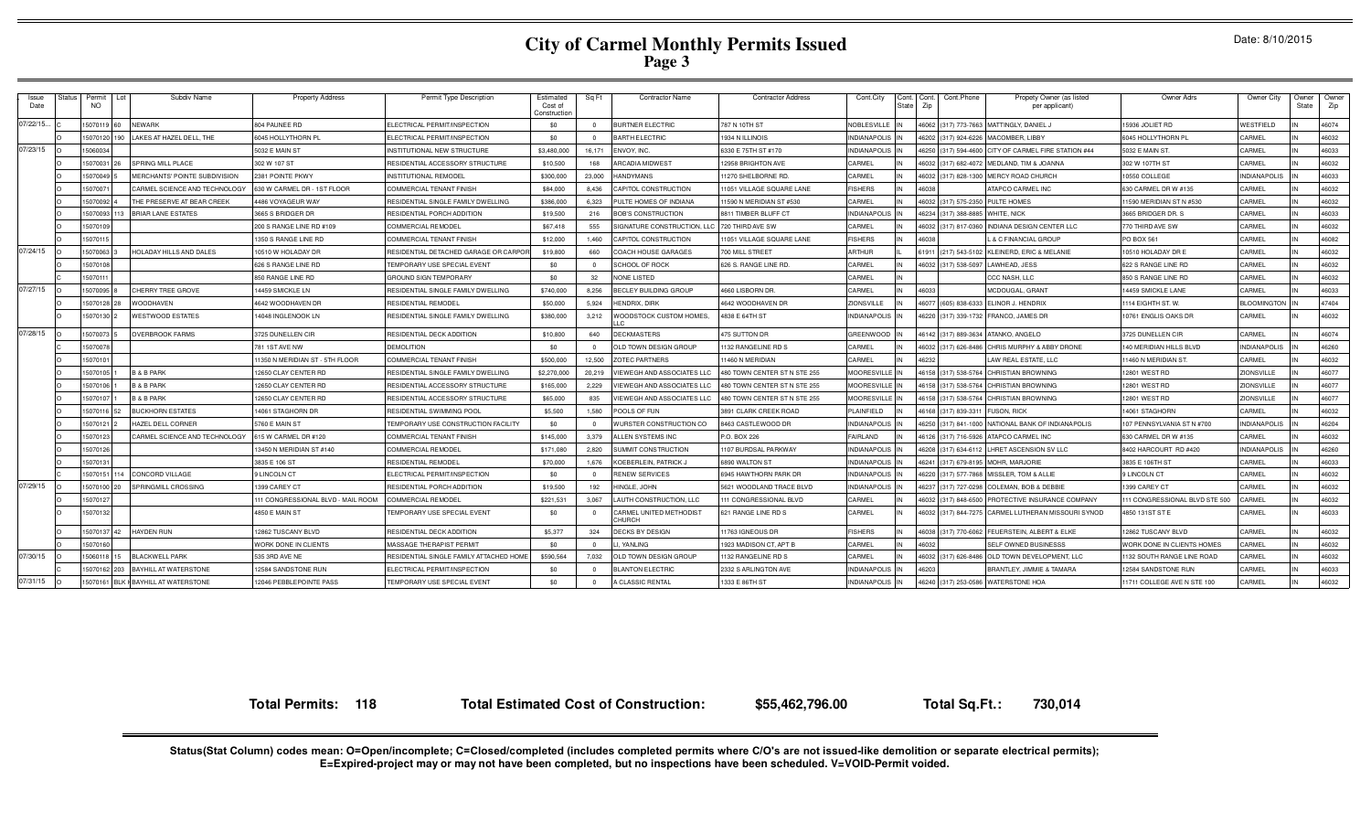# City of Carmel Monthly Permits Issued
## Page 3

Date: 8/10/2015

| Issue Date | Status | Permit NO | Lot | Subdiv Name | Property Address | Permit Type Description | Estimated Cost of Construction | Sq Ft | Contractor Name | Contractor Address | Cont.City | Cont. State | Cont. Zip | Cont.Phone | Propety Owner (as listed per applicant) | Owner Adrs | Owner City | Owner State | Owner Zip |
|---|---|---|---|---|---|---|---|---|---|---|---|---|---|---|---|---|---|---|---|
| 07/22/15... | C | 15070119 | 60 | NEWARK | 804 PAUNEE RD | ELECTRICAL PERMIT/INSPECTION | $0 | 0 | BURTNER ELECTRIC | 787 N 10TH ST | NOBLESVILLE | IN | 46062 | (317) 773-7663 | MATTINGLY, DANIEL J | 15936 JOLIET RD | WESTFIELD | IN | 46074 |
| | O | 15070120 | 190 | LAKES AT HAZEL DELL, THE | 6045 HOLLYTHORN PL | ELECTRICAL PERMIT/INSPECTION | $0 | 0 | BARTH ELECTRIC | 1934 N ILLINOIS | INDIANAPOLIS | IN | 46202 | (317) 924-6226 | MACOMBER, LIBBY | 6045 HOLLYTHORN PL | CARMEL | IN | 46032 |
| 07/23/15 | O | 15060034 | | | 5032 E MAIN ST | INSTITUTIONAL NEW STRUCTURE | $3,480,000 | 16,171 | ENVOY, INC. | 6330 E 75TH ST #170 | INDIANAPOLIS | IN | 46250 | (317) 594-4600 | CITY OF CARMEL FIRE STATION #44 | 5032 E MAIN ST. | CARMEL | IN | 46033 |
| | O | 15070031 | 26 | SPRING MILL PLACE | 302 W 107 ST | RESIDENTIAL ACCESSORY STRUCTURE | $10,500 | 168 | ARCADIA MIDWEST | 12958 BRIGHTON AVE | CARMEL | IN | 46032 | (317) 682-4072 | MEDLAND, TIM & JOANNA | 302 W 107TH ST | CARMEL | IN | 46032 |
| | O | 15070049 | 5 | MERCHANTS' POINTE SUBDIVISION | 2381 POINTE PKWY | INSTITUTIONAL REMODEL | $300,000 | 23,000 | HANDYMANS | 11270 SHELBORNE RD. | CARMEL | IN | 46032 | (317) 828-1300 | MERCY ROAD CHURCH | 10550 COLLEGE | INDIANAPOLIS | IN | 46033 |
| | O | 15070071 | | CARMEL SCIENCE AND TECHNOLOGY | 630 W CARMEL DR - 1ST FLOOR | COMMERCIAL TENANT FINISH | $84,000 | 8,436 | CAPITOL CONSTRUCTION | 11051 VILLAGE SQUARE LANE | FISHERS | IN | 46038 | | ATAPCO CARMEL INC | 630 CARMEL DR W #135 | CARMEL | IN | 46032 |
| | O | 15070092 | 4 | THE PRESERVE AT BEAR CREEK | 4486 VOYAGEUR WAY | RESIDENTIAL SINGLE FAMILY DWELLING | $386,000 | 6,323 | PULTE HOMES OF INDIANA | 11590 N MERIDIAN ST #530 | CARMEL | IN | 46032 | (317) 575-2350 | PULTE HOMES | 11590 MERIDIAN ST N #530 | CARMEL | IN | 46032 |
| | O | 15070093 | 113 | BRIAR LANE ESTATES | 3665 S BRIDGER DR | RESIDENTIAL PORCH ADDITION | $19,500 | 216 | BOB'S CONSTRUCTION | 8811 TIMBER BLUFF CT | INDIANAPOLIS | IN | 46234 | (317) 388-8885 | WHITE, NICK | 3665 BRIDGER DR. S | CARMEL | IN | 46033 |
| | O | 15070109 | | | 200 S RANGE LINE RD #109 | COMMERCIAL REMODEL | $67,418 | 555 | SIGNATURE CONSTRUCTION, LLC | 720 THIRD AVE SW | CARMEL | IN | 46032 | (317) 817-0360 | INDIANA DESIGN CENTER LLC | 770 THIRD AVE SW | CARMEL | IN | 46032 |
| | O | 15070115 | | | 1350 S RANGE LINE RD | COMMERCIAL TENANT FINISH | $12,000 | 1,460 | CAPITOL CONSTRUCTION | 11051 VILLAGE SQUARE LANE | FISHERS | IN | 46038 | | L & C FINANCIAL GROUP | PO BOX 561 | CARMEL | IN | 46082 |
| 07/24/15 | O | 15070063 | 3 | HOLADAY HILLS AND DALES | 10510 W HOLADAY DR | RESIDENTIAL DETACHED GARAGE OR CARPOR | $19,800 | 660 | COACH HOUSE GARAGES | 700 MILL STREET | ARTHUR | IL | 61911 | (217) 543-5102 | KLEINERD, ERIC & MELANIE | 10510 HOLADAY DR E | CARMEL | IN | 46032 |
| | O | 15070108 | | | 626 S RANGE LINE RD | TEMPORARY USE SPECIAL EVENT | $0 | 0 | SCHOOL OF ROCK | 626 S. RANGE LINE RD. | CARMEL | IN | 46032 | (317) 538-5097 | LAWHEAD, JESS | 622 S RANGE LINE RD | CARMEL | IN | 46032 |
| | C | 15070111 | | | 850 RANGE LINE RD | GROUND SIGN TEMPORARY | $0 | 32 | NONE LISTED | | CARMEL | IN | | | CCC NASH, LLC | 850 S RANGE LINE RD | CARMEL | IN | 46032 |
| 07/27/15 | O | 15070095 | 8 | CHERRY TREE GROVE | 14459 SMICKLE LN | RESIDENTIAL SINGLE FAMILY DWELLING | $740,000 | 8,256 | BECLEY BUILDING GROUP | 4660 LISBORN DR. | CARMEL | IN | 46033 | | MCDOUGAL, GRANT | 14459 SMICKLE LANE | CARMEL | IN | 46033 |
| | O | 15070128 | 28 | WOODHAVEN | 4642 WOODHAVEN DR | RESIDENTIAL REMODEL | $50,000 | 5,924 | HENDRIX, DIRK | 4642 WOODHAVEN DR | ZIONSVILLE | IN | 46077 | (605) 838-6333 | ELINOR J. HENDRIX | 1114 EIGHTH ST. W. | BLOOMINGTON | IN | 47404 |
| | O | 15070130 | 2 | WESTWOOD ESTATES | 14048 INGLENOOK LN | RESIDENTIAL SINGLE FAMILY DWELLING | $380,000 | 3,212 | WOODSTOCK CUSTOM HOMES, LLC | 4808 E 64TH ST | INDIANAPOLIS | IN | 46220 | (317) 339-1732 | FRANCO, JAMES DR | 10761 ENGLIS OAKS DR | CARMEL | IN | 46032 |
| 07/28/15 | O | 15070073 | 5 | OVERBROOK FARMS | 3725 DUNELLEN CIR | RESIDENTIAL DECK ADDITION | $10,800 | 640 | DECKMASTERS | 475 SUTTON DR | GREENWOOD | IN | 46142 | (317) 889-3634 | ATANKO, ANGELO | 3725 DUNELLEN CIR | CARMEL | IN | 46074 |
| | O | 15070078 | | | 781 1ST AVE NW | DEMOLITION | $0 | 0 | OLD TOWN DESIGN GROUP | 1132 RANGELINE RD S | CARMEL | IN | 46032 | (317) 626-8486 | CHRIS MURPHY & ABBY DRONE | 140 MERIDIAN HILLS BLVD | INDIANAPOLIS | IN | 46260 |
| | O | 15070101 | | | 11350 N MERIDIAN ST - 5TH FLOOR | COMMERCIAL TENANT FINISH | $500,000 | 12,500 | ZOTEC PARTNERS | 11460 N MERIDIAN | CARMEL | IN | 46232 | | LAW REAL ESTATE, LLC | 11460 N MERIDIAN ST. | CARMEL | IN | 46032 |
| | O | 15070105 | 1 | B & B PARK | 12650 CLAY CENTER RD | RESIDENTIAL SINGLE FAMILY DWELLING | $2,270,000 | 20,219 | VIEWEGH AND ASSOCIATES LLC | 480 TOWN CENTER ST N STE 255 | MOORESVILLE | IN | 46158 | (317) 538-5764 | CHRISTIAN BROWNING | 12801 WEST RD | ZIONSVILLE | IN | 46077 |
| | O | 15070106 | 1 | B & B PARK | 12650 CLAY CENTER RD | RESIDENTIAL ACCESSORY STRUCTURE | $165,000 | 2,229 | VIEWEGH AND ASSOCIATES LLC | 480 TOWN CENTER ST N STE 255 | MOORESVILLE | IN | 46158 | (317) 538-5764 | CHRISTIAN BROWNING | 12801 WEST RD | ZIONSVILLE | IN | 46077 |
| | O | 15070107 | 1 | B & B PARK | 12650 CLAY CENTER RD | RESIDENTIAL ACCESSORY STRUCTURE | $65,000 | 835 | VIEWEGH AND ASSOCIATES LLC | 480 TOWN CENTER ST N STE 255 | MOORESVILLE | IN | 46158 | (317) 538-5764 | CHRISTIAN BROWNING | 12801 WEST RD | ZIONSVILLE | IN | 46077 |
| | O | 15070116 | 52 | BUCKHORN ESTATES | 14061 STAGHORN DR | RESIDENTIAL SWIMMING POOL | $5,500 | 1,580 | POOLS OF FUN | 3891 CLARK CREEK ROAD | PLAINFIELD | IN | 46168 | (317) 839-3311 | FUSON, RICK | 14061 STAGHORN | CARMEL | IN | 46032 |
| | O | 15070121 | 2 | HAZEL DELL CORNER | 5760 E MAIN ST | TEMPORARY USE CONSTRUCTION FACILITY | $0 | 0 | WURSTER CONSTRUCTION CO | 8463 CASTLEWOOD DR | INDIANAPOLIS | IN | 46250 | (317) 841-1000 | NATIONAL BANK OF INDIANAPOLIS | 107 PENNSYLVANIA ST N #700 | INDIANAPOLIS | IN | 46204 |
| | O | 15070123 | | CARMEL SCIENCE AND TECHNOLOGY | 615 W CARMEL DR #120 | COMMERCIAL TENANT FINISH | $145,000 | 3,379 | ALLEN SYSTEMS INC | P.O. BOX 226 | FAIRLAND | IN | 46126 | (317) 716-5926 | ATAPCO CARMEL INC | 630 CARMEL DR W #135 | CARMEL | IN | 46032 |
| | O | 15070126 | | | 13450 N MERIDIAN ST #140 | COMMERCIAL REMODEL | $171,080 | 2,820 | SUMMIT CONSTRUCTION | 1107 BURDSAL PARKWAY | INDIANAPOLIS | IN | 46208 | (317) 634-6112 | LHRET ASCENSION SV LLC | 8402 HARCOURT RD #420 | INDIANAPOLIS | IN | 46260 |
| | O | 15070131 | | | 3835 E 106 ST | RESIDENTIAL REMODEL | $70,000 | 1,676 | KOEBERLEIN, PATRICK J | 6890 WALTON ST | INDIANAPOLIS | IN | 46241 | (317) 679-8195 | MOHR, MARJORIE | 3835 E 106TH ST | CARMEL | IN | 46033 |
| | C | 15070151 | 114 | CONCORD VILLAGE | 9 LINCOLN CT | ELECTRICAL PERMIT/INSPECTION | $0 | 0 | RENEW SERVICES | 6945 HAWTHORN PARK DR | INDIANAPOLIS | IN | 46220 | (317) 577-7868 | MISSLER, TOM & ALLIE | 9 LINCOLN CT | CARMEL | IN | 46032 |
| 07/29/15 | O | 15070100 | 20 | SPRINGMILL CROSSING | 1399 CAREY CT | RESIDENTIAL PORCH ADDITION | $19,500 | 192 | HINGLE, JOHN | 5621 WOODLAND TRACE BLVD | INDIANAPOLIS | IN | 46237 | (317) 727-0298 | COLEMAN, BOB & DEBBIE | 1399 CAREY CT | CARMEL | IN | 46032 |
| | O | 15070127 | | | 111 CONGRESSIONAL BLVD - MAIL ROOM | COMMERCIAL REMODEL | $221,531 | 3,067 | LAUTH CONSTRUCTION, LLC | 111 CONGRESSIONAL BLVD | CARMEL | IN | 46032 | (317) 848-6500 | PROTECTIVE INSURANCE COMPANY | 111 CONGRESSIONAL BLVD STE 500 | CARMEL | IN | 46032 |
| | O | 15070132 | | | 4850 E MAIN ST | TEMPORARY USE SPECIAL EVENT | $0 | 0 | CARMEL UNITED METHODIST CHURCH | 621 RANGE LINE RD S | CARMEL | IN | 46032 | (317) 844-7275 | CARMEL LUTHERAN MISSOURI SYNOD | 4850 131ST ST E | CARMEL | IN | 46033 |
| | O | 15070137 | 42 | HAYDEN RUN | 12862 TUSCANY BLVD | RESIDENTIAL DECK ADDITION | $5,377 | 324 | DECKS BY DESIGN | 11763 IGNEOUS DR | FISHERS | IN | 46038 | (317) 770-6062 | FEUERSTEIN, ALBERT & ELKE | 12862 TUSCANY BLVD | CARMEL | IN | 46032 |
| | O | 15070160 | | | WORK DONE IN CLIENTS | MASSAGE THERAPIST PERMIT | $0 | 0 | LI, YANLING | 1923 MADISON CT, APT B | CARMEL | IN | 46032 | | SELF OWNED BUSINESSS | WORK DONE IN CLIENTS HOMES | CARMEL | IN | 46032 |
| 07/30/15 | O | 15060118 | 15 | BLACKWELL PARK | 535 3RD AVE NE | RESIDENTIAL SINGLE FAMILY ATTACHED HOME | $590,564 | 7,032 | OLD TOWN DESIGN GROUP | 1132 RANGELINE RD S | CARMEL | IN | 46032 | (317) 626-8486 | OLD TOWN DEVELOPMENT, LLC | 1132 SOUTH RANGE LINE ROAD | CARMEL | IN | 46032 |
| | C | 15070162 | 203 | BAYHILL AT WATERSTONE | 12584 SANDSTONE RUN | ELECTRICAL PERMIT/INSPECTION | $0 | 0 | BLANTON ELECTRIC | 2332 S ARLINGTON AVE | INDIANAPOLIS | IN | 46203 | | BRANTLEY, JIMMIE & TAMARA | 12584 SANDSTONE RUN | CARMEL | IN | 46033 |
| 07/31/15 | O | 15070161 | BLK I | BAYHILL AT WATERSTONE | 12046 PEBBLEPOINTE PASS | TEMPORARY USE SPECIAL EVENT | $0 | 0 | A CLASSIC RENTAL | 1333 E 86TH ST | INDIANAPOLIS | IN | 46240 | (317) 253-0586 | WATERSTONE HOA | 11711 COLLEGE AVE N STE 100 | CARMEL | IN | 46032 |

**Total Permits: 118** **Total Estimated Cost of Construction: $55,462,796.00** **Total Sq.Ft.: 730,014**

**Status(Stat Column) codes mean: O=Open/incomplete; C=Closed/completed (includes completed permits where C/O's are not issued-like demolition or separate electrical permits); E=Expired-project may or may not have been completed, but no inspections have been scheduled. V=VOID-Permit voided.**